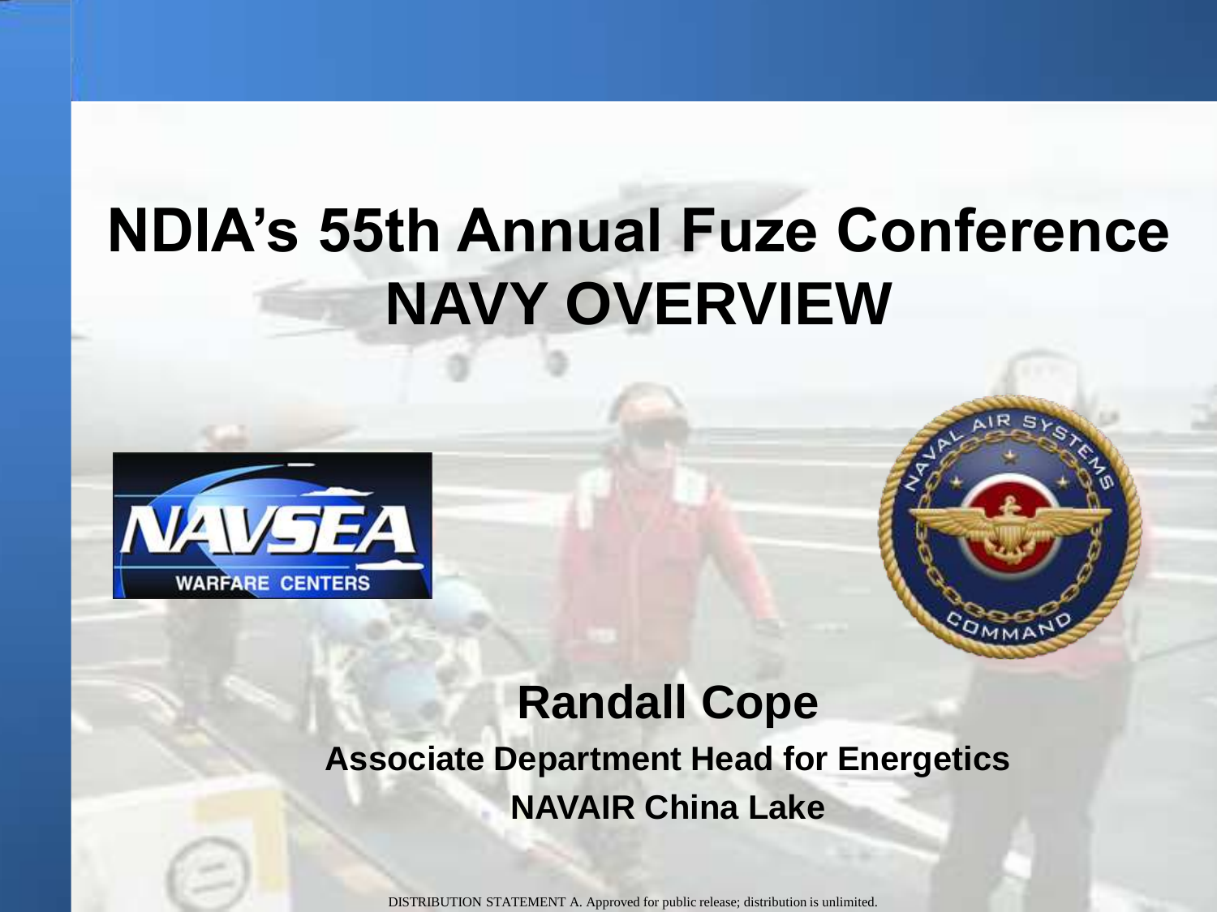# NDIA's 55th Annual Fuze Conference
# NAVY OVERVIEW

**Randall Cope**

**Associate Department Head for Energetics**

**NAVAIR China Lake**

DISTRIBUTION STATEMENT A. Approved for public release; distribution is unlimited.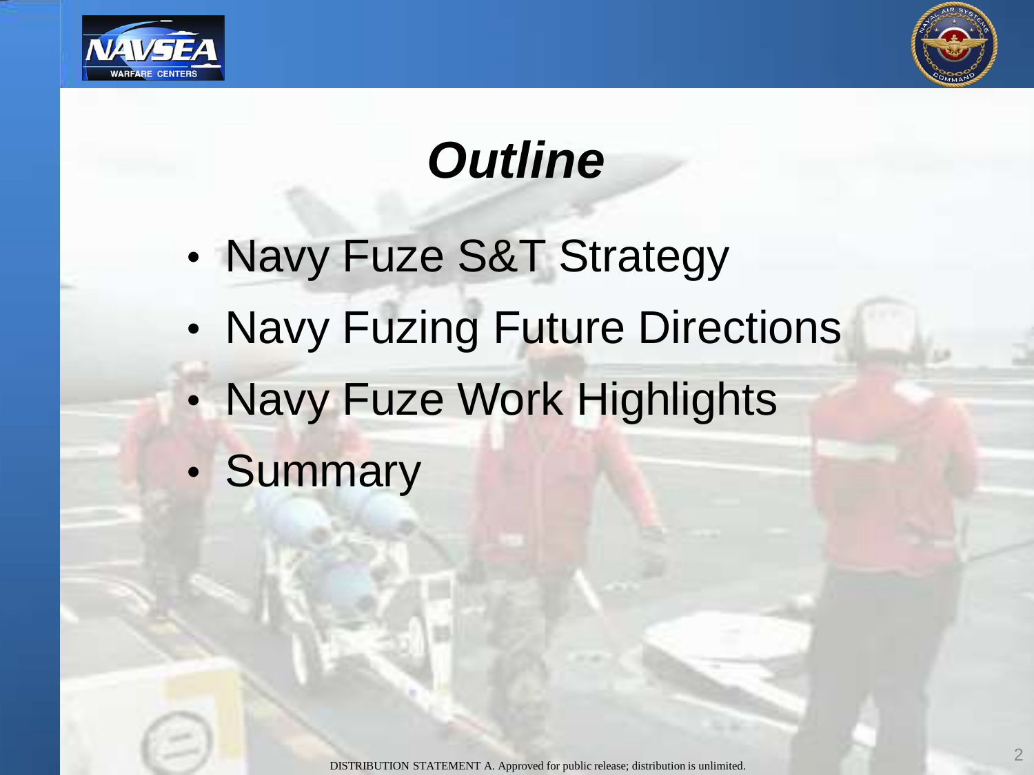# *Outline*

- Navy Fuze S&T Strategy
- Navy Fuzing Future Directions
- Navy Fuze Work Highlights
- Summary

DISTRIBUTION STATEMENT A. Approved for public release; distribution is unlimited.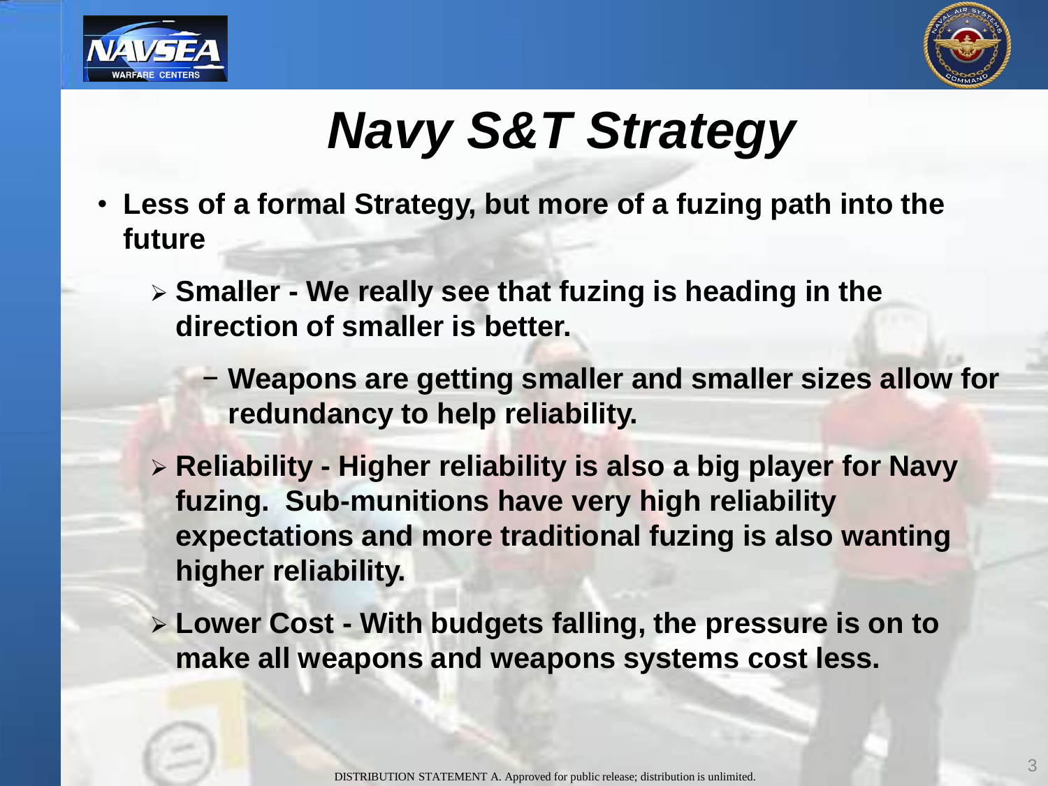# *Navy S&T Strategy*

- **Less of a formal Strategy, but more of a fuzing path into the future**
  - **Smaller - We really see that fuzing is heading in the direction of smaller is better.**
    - **Weapons are getting smaller and smaller sizes allow for redundancy to help reliability.**
  - **Reliability - Higher reliability is also a big player for Navy fuzing. Sub-munitions have very high reliability expectations and more traditional fuzing is also wanting higher reliability.**
  - **Lower Cost - With budgets falling, the pressure is on to make all weapons and weapons systems cost less.**

DISTRIBUTION STATEMENT A. Approved for public release; distribution is unlimited.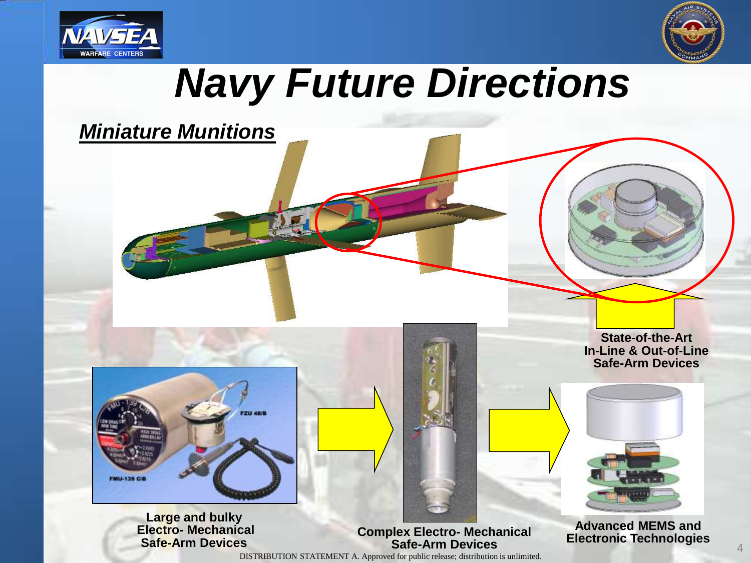# Navy Future Directions

## *Miniature Munitions*

**State-of-the-Art In-Line & Out-of-Line Safe-Arm Devices**

**Large and bulky Electro- Mechanical Safe-Arm Devices**

**Complex Electro- Mechanical Safe-Arm Devices**

**Advanced MEMS and Electronic Technologies**

DISTRIBUTION STATEMENT A. Approved for public release; distribution is unlimited.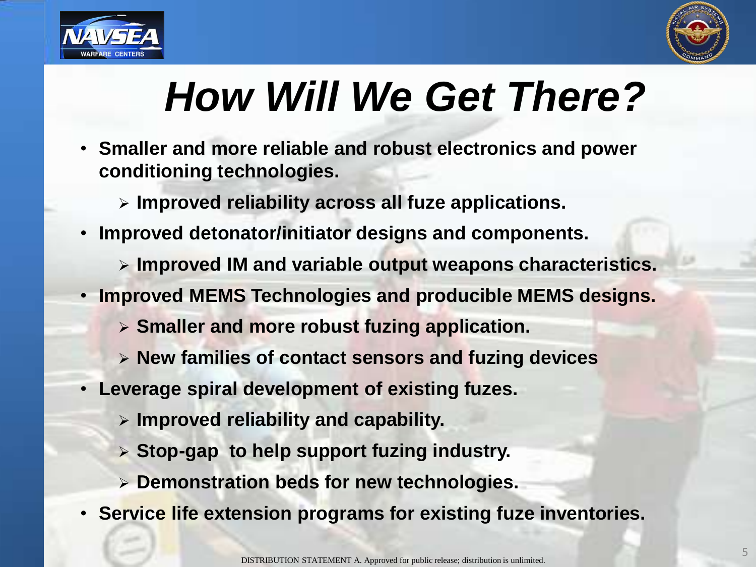# How Will We Get There?

- **Smaller and more reliable and robust electronics and power conditioning technologies.**
  - **Improved reliability across all fuze applications.**
- **Improved detonator/initiator designs and components.**
  - **Improved IM and variable output weapons characteristics.**
- **Improved MEMS Technologies and producible MEMS designs.**
  - **Smaller and more robust fuzing application.**
  - **New families of contact sensors and fuzing devices**
- **Leverage spiral development of existing fuzes.**
  - **Improved reliability and capability.**
  - **Stop-gap to help support fuzing industry.**
  - **Demonstration beds for new technologies.**
- **Service life extension programs for existing fuze inventories.**

DISTRIBUTION STATEMENT A. Approved for public release; distribution is unlimited.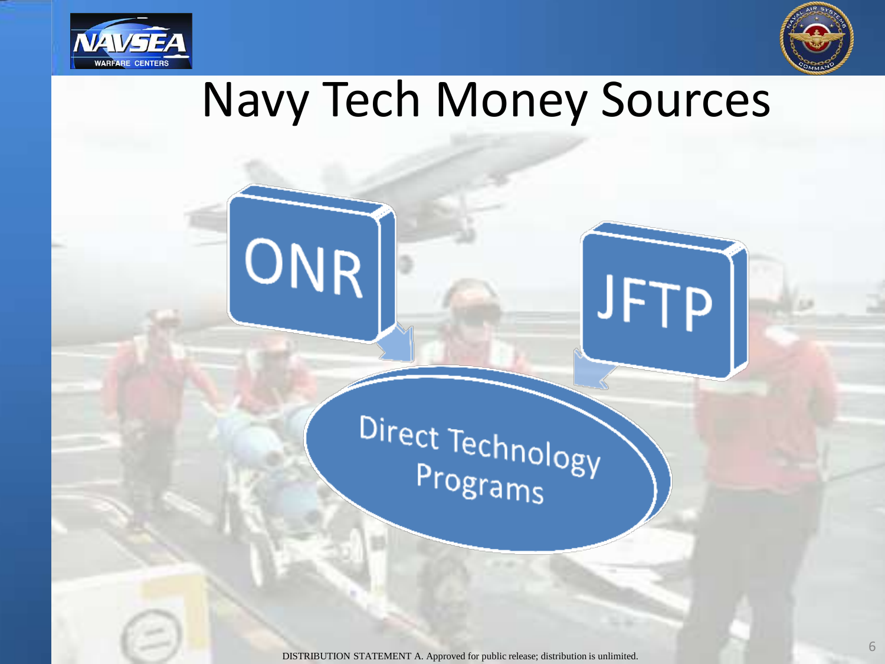# Navy Tech Money Sources

ONR

JFTP

Direct Technology Programs

DISTRIBUTION STATEMENT A. Approved for public release; distribution is unlimited.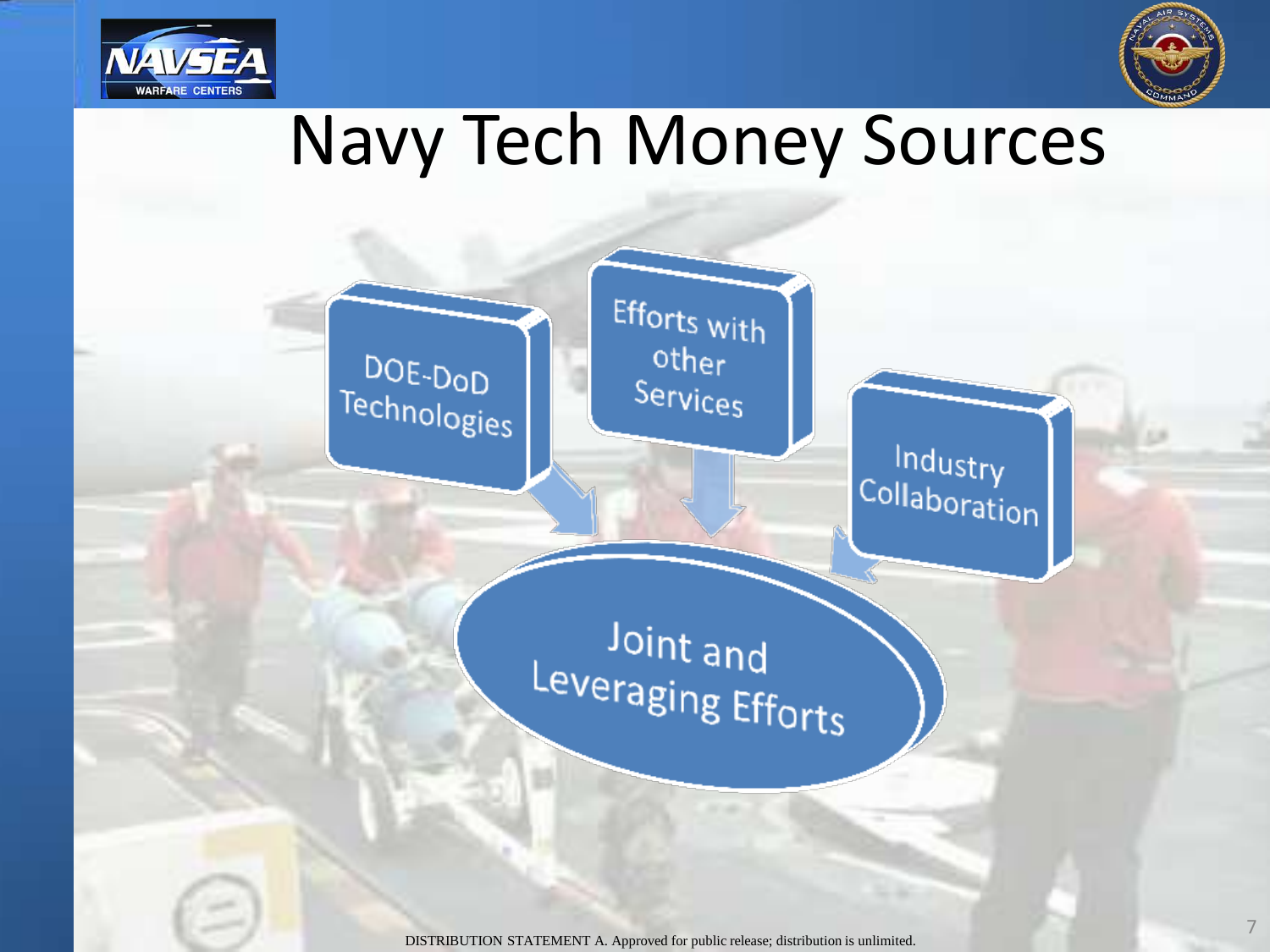# Navy Tech Money Sources

- DOE-DoD Technologies
- Efforts with other Services
- Industry Collaboration

Joint and Leveraging Efforts

DISTRIBUTION STATEMENT A. Approved for public release; distribution is unlimited.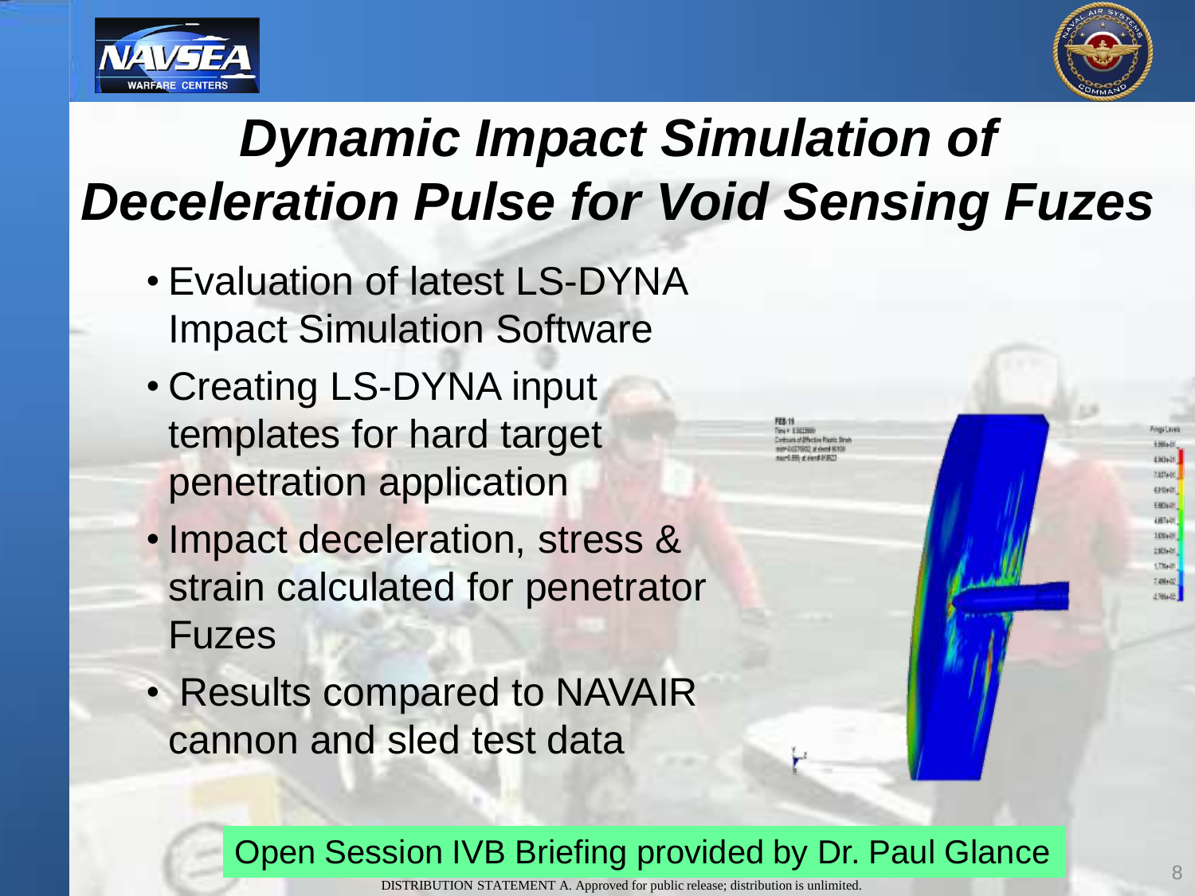# *Dynamic Impact Simulation of Deceleration Pulse for Void Sensing Fuzes*

- Evaluation of latest LS-DYNA Impact Simulation Software
- Creating LS-DYNA input templates for hard target penetration application
- Impact deceleration, stress & strain calculated for penetrator Fuzes
- Results compared to NAVAIR cannon and sled test data

Open Session IVB Briefing provided by Dr. Paul Glance

DISTRIBUTION STATEMENT A. Approved for public release; distribution is unlimited.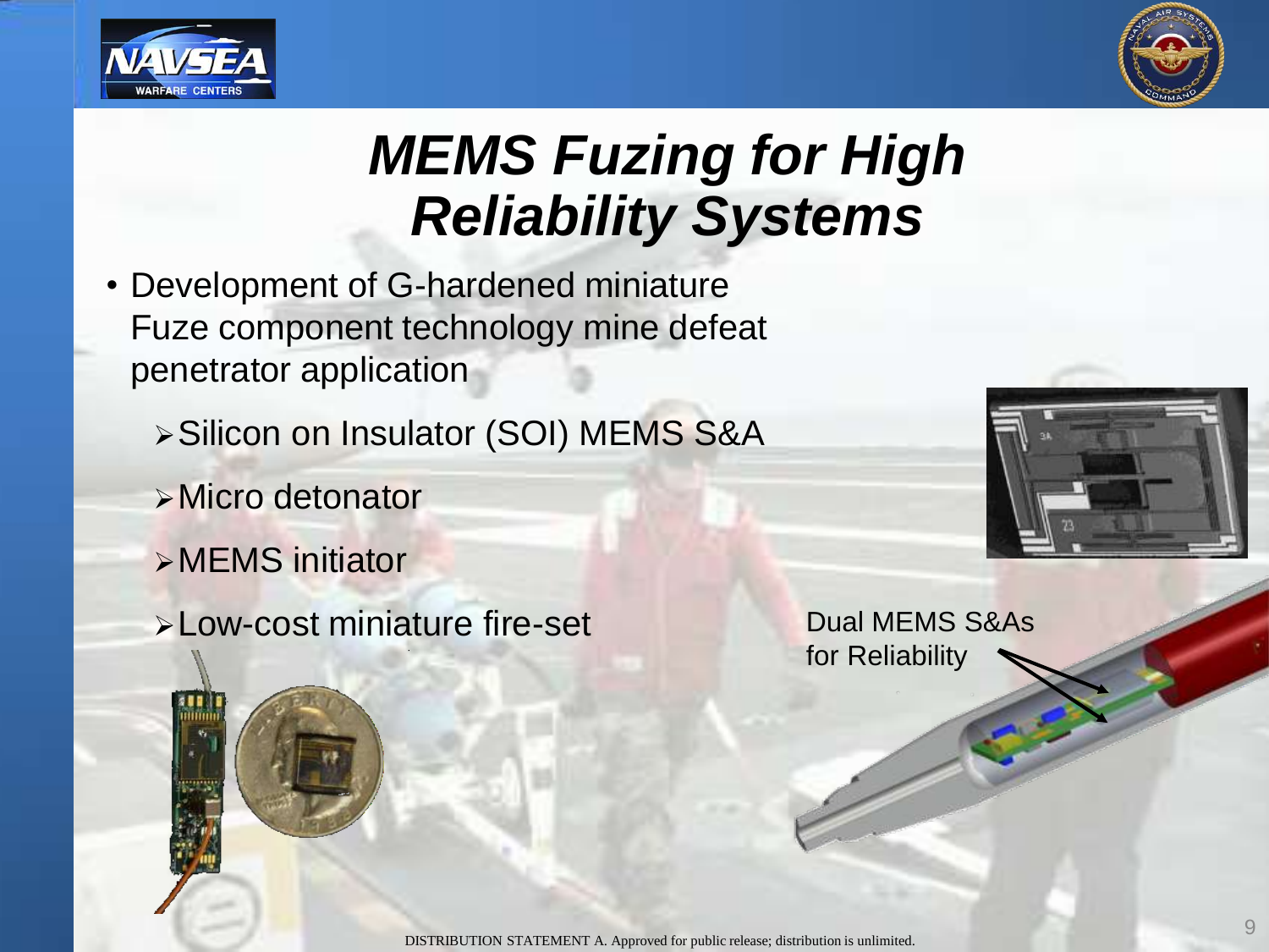# *MEMS Fuzing for High Reliability Systems*

- Development of G-hardened miniature Fuze component technology mine defeat penetrator application
  - Silicon on Insulator (SOI) MEMS S&A
  - Micro detonator
  - MEMS initiator
  - Low-cost miniature fire-set

Dual MEMS S&As for Reliability

DISTRIBUTION STATEMENT A. Approved for public release; distribution is unlimited.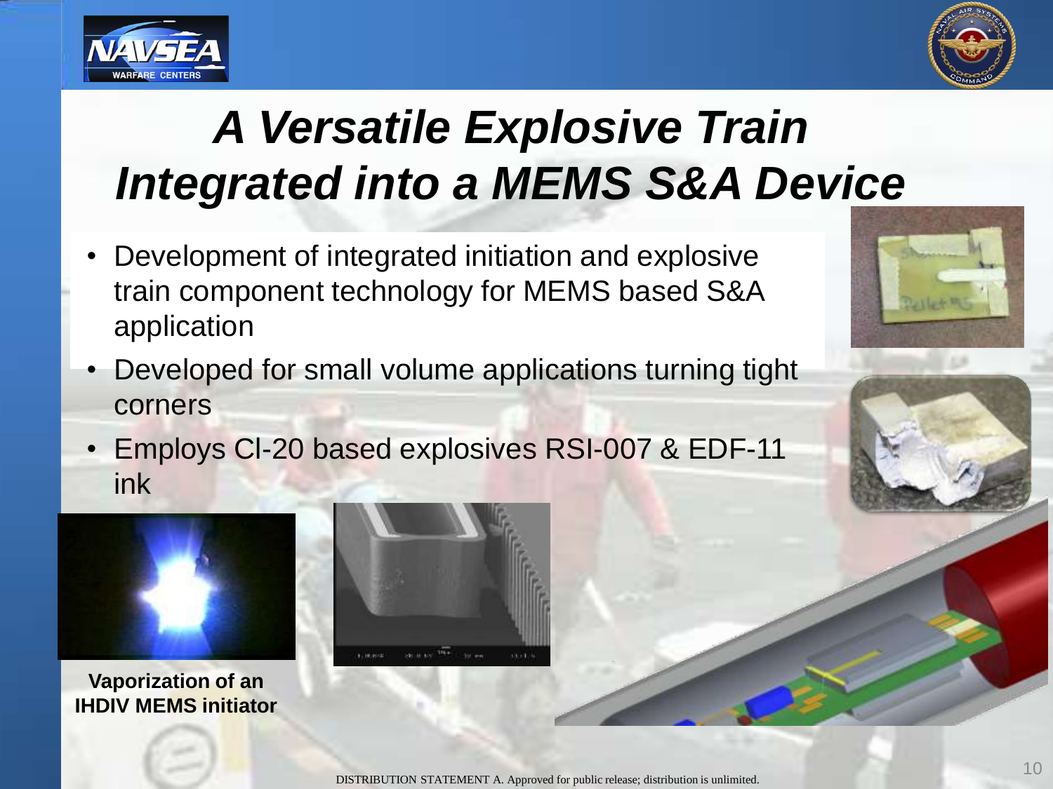# A Versatile Explosive Train Integrated into a MEMS S&A Device

- Development of integrated initiation and explosive train component technology for MEMS based S&A application
- Developed for small volume applications turning tight corners
- Employs CI-20 based explosives RSI-007 & EDF-11 ink

**Vaporization of an IHDIV MEMS initiator**

DISTRIBUTION STATEMENT A. Approved for public release; distribution is unlimited.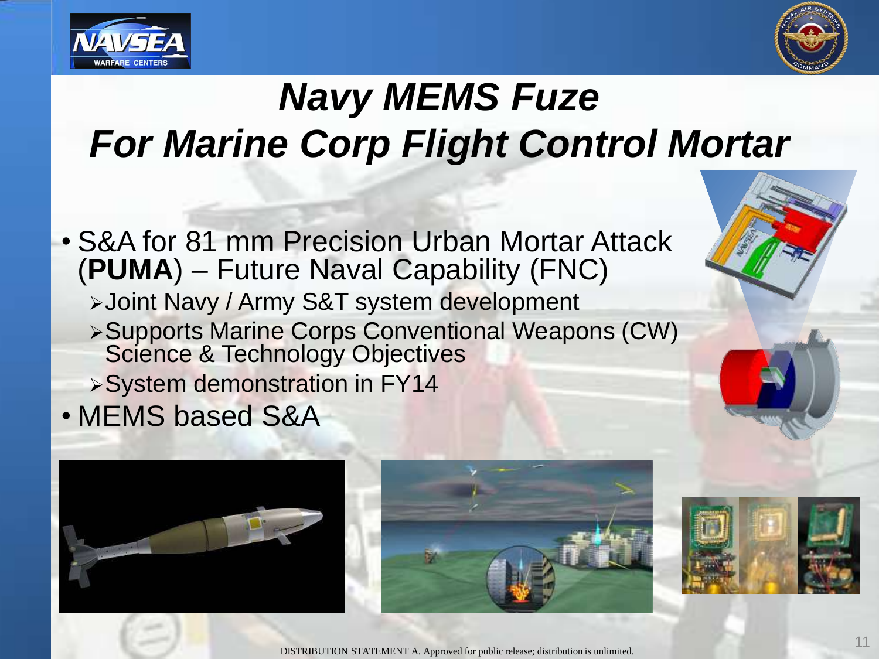# Navy MEMS Fuze
# For Marine Corp Flight Control Mortar

- S&A for 81 mm Precision Urban Mortar Attack (**PUMA**) – Future Naval Capability (FNC)
  - Joint Navy / Army S&T system development
  - Supports Marine Corps Conventional Weapons (CW) Science & Technology Objectives
  - System demonstration in FY14
- MEMS based S&A

DISTRIBUTION STATEMENT A. Approved for public release; distribution is unlimited.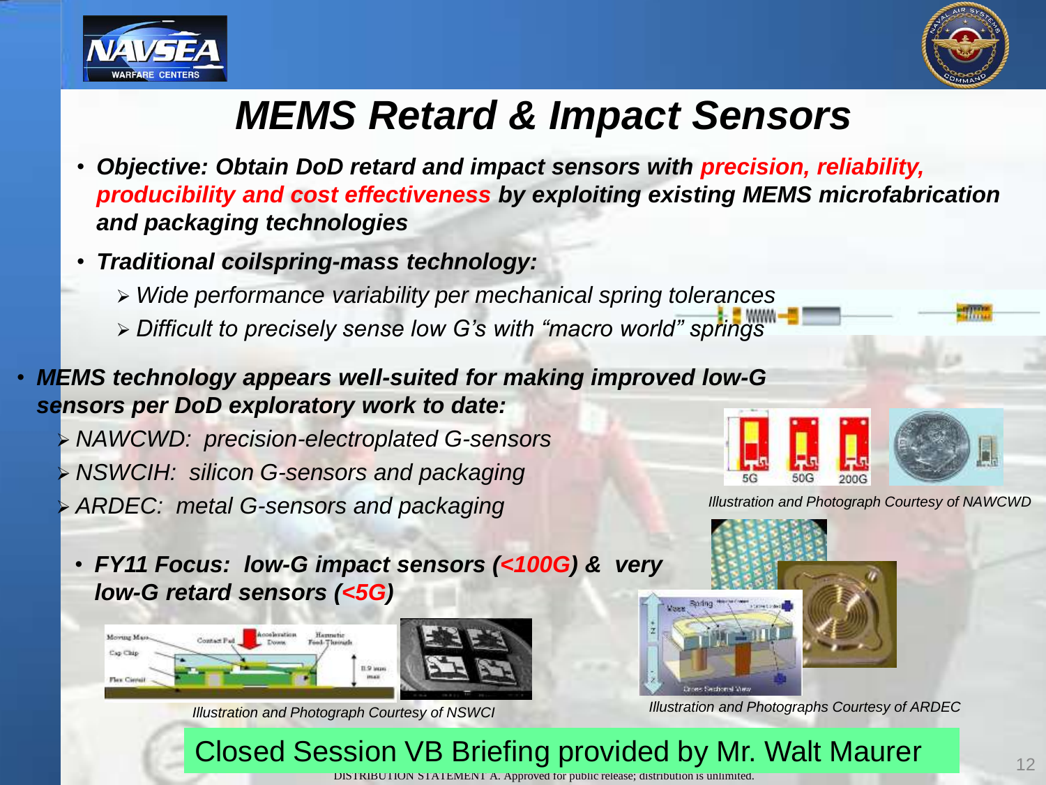# MEMS Retard & Impact Sensors

- ***Objective: Obtain DoD retard and impact sensors with precision, reliability, producibility and cost effectiveness by exploiting existing MEMS microfabrication and packaging technologies***
- ***Traditional coilspring-mass technology:***
  - *Wide performance variability per mechanical spring tolerances*
  - *Difficult to precisely sense low G's with "macro world" springs*
- ***MEMS technology appears well-suited for making improved low-G sensors per DoD exploratory work to date:***
  - *NAWCWD: precision-electroplated G-sensors*
  - *NSWCIH: silicon G-sensors and packaging*
  - *ARDEC: metal G-sensors and packaging*
- ***FY11 Focus: low-G impact sensors (<100G) & very low-G retard sensors (<5G)***

*Illustration and Photograph Courtesy of NAWCWD*

*Illustration and Photograph Courtesy of NSWCI*

*Illustration and Photographs Courtesy of ARDEC*

Closed Session VB Briefing provided by Mr. Walt Maurer

DISTRIBUTION STATEMENT A. Approved for public release; distribution is unlimited.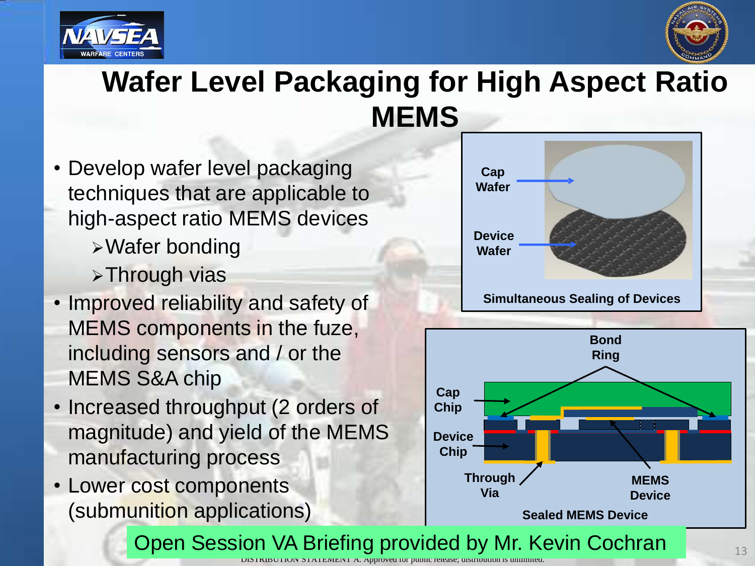# Wafer Level Packaging for High Aspect Ratio MEMS

- Develop wafer level packaging techniques that are applicable to high-aspect ratio MEMS devices
  - Wafer bonding
  - Through vias
- Improved reliability and safety of MEMS components in the fuze, including sensors and / or the MEMS S&A chip
- Increased throughput (2 orders of magnitude) and yield of the MEMS manufacturing process
- Lower cost components (submunition applications)

Cap Wafer

Device Wafer

Simultaneous Sealing of Devices

Bond Ring

Cap Chip

Device Chip

Through Via

MEMS Device

Sealed MEMS Device

Open Session VA Briefing provided by Mr. Kevin Cochran

DISTRIBUTION STATEMENT A. Approved for public release; distribution is unlimited.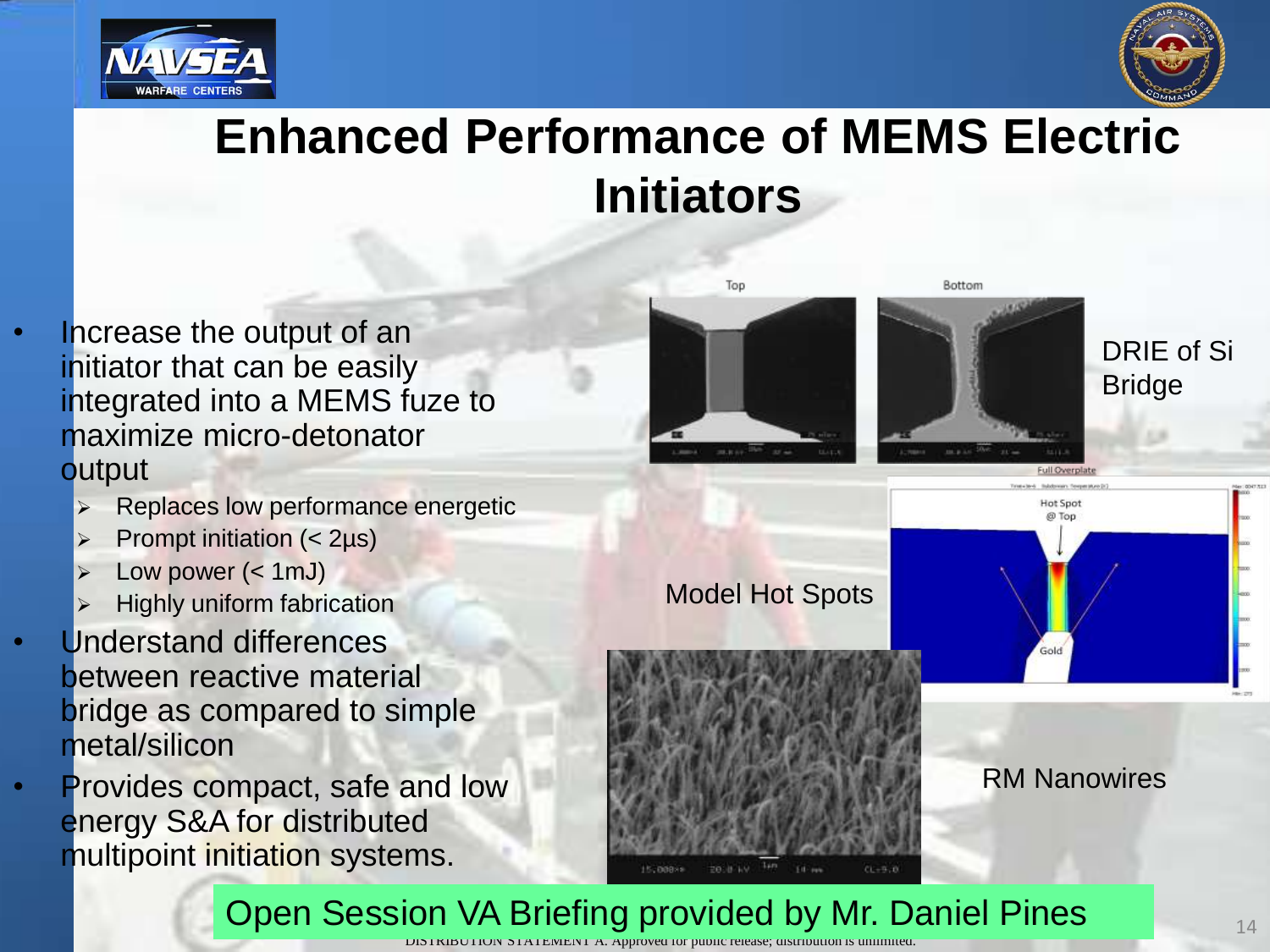# Enhanced Performance of MEMS Electric Initiators

- Increase the output of an initiator that can be easily integrated into a MEMS fuze to maximize micro-detonator output
  - Replaces low performance energetic
  - Prompt initiation (< 2µs)
  - Low power (< 1mJ)
  - Highly uniform fabrication
- Understand differences between reactive material bridge as compared to simple metal/silicon
- Provides compact, safe and low energy S&A for distributed multipoint initiation systems.

Top | Bottom

DRIE of Si Bridge

Model Hot Spots

RM Nanowires

Open Session VA Briefing provided by Mr. Daniel Pines

DISTRIBUTION STATEMENT A. Approved for public release; distribution is unlimited.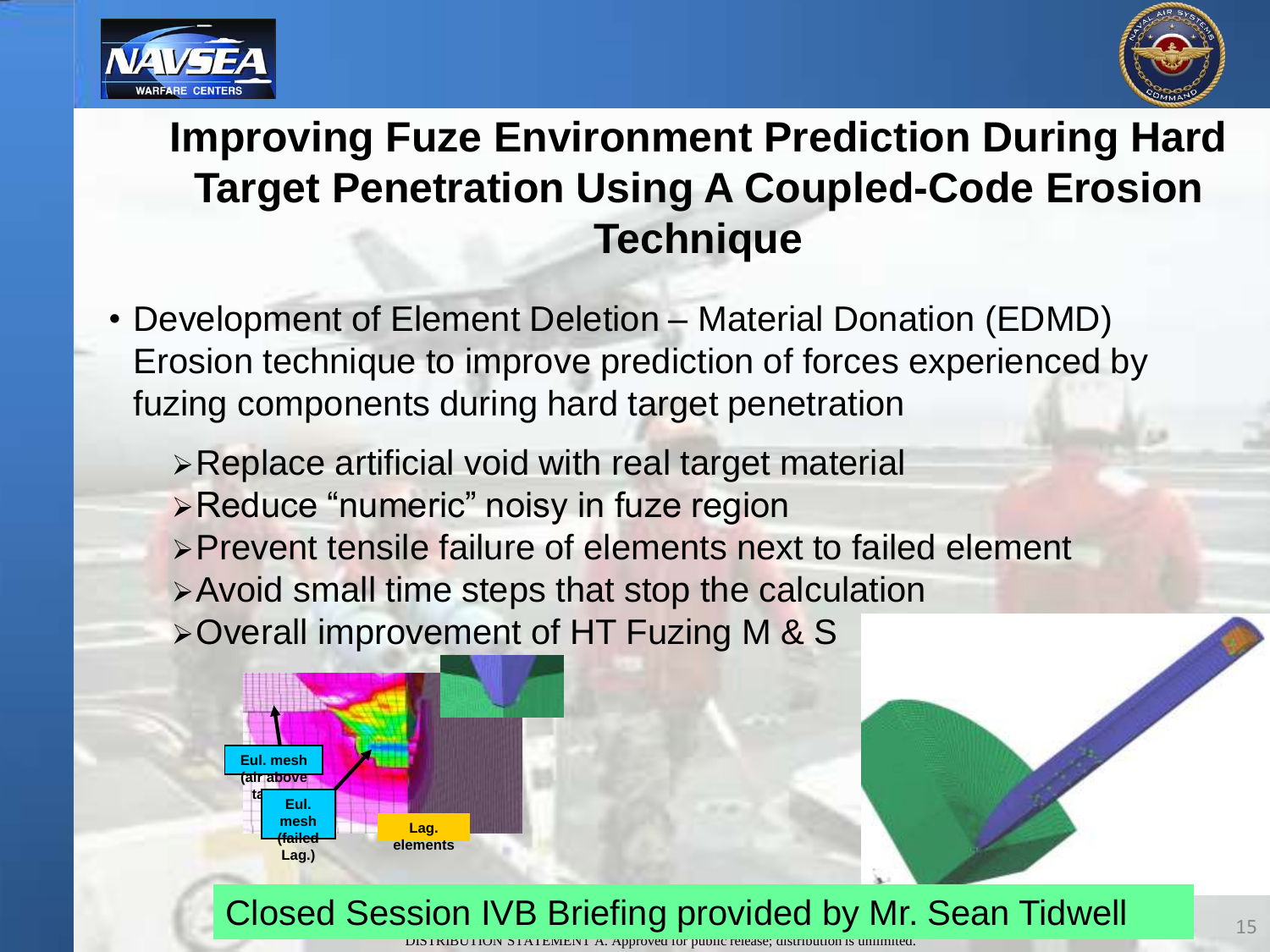# Improving Fuze Environment Prediction During Hard Target Penetration Using A Coupled-Code Erosion Technique

- Development of Element Deletion – Material Donation (EDMD) Erosion technique to improve prediction of forces experienced by fuzing components during hard target penetration
  - Replace artificial void with real target material
  - Reduce "numeric" noisy in fuze region
  - Prevent tensile failure of elements next to failed element
  - Avoid small time steps that stop the calculation
  - Overall improvement of HT Fuzing M & S

Eul. mesh (air above ta

Eul. mesh (failed Lag.)

Lag. elements

Closed Session IVB Briefing provided by Mr. Sean Tidwell

DISTRIBUTION STATEMENT A. Approved for public release; distribution is unlimited.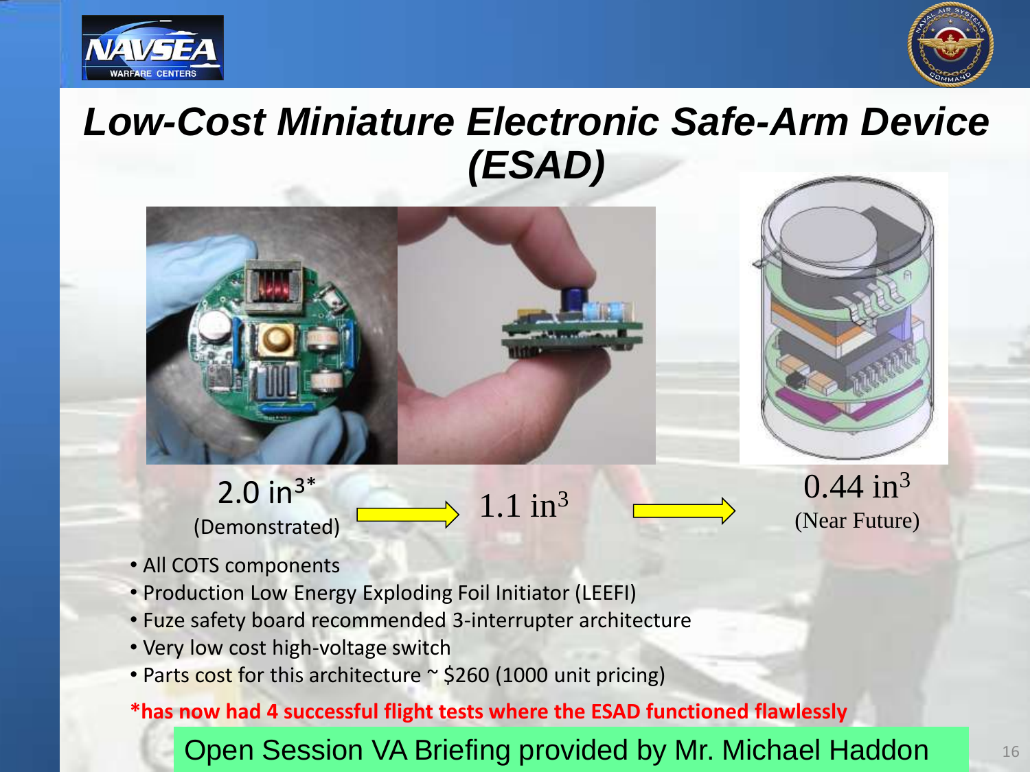# *Low-Cost Miniature Electronic Safe-Arm Device (ESAD)*

$2.0\ in^3$* (Demonstrated) → $1.1\ in^3$ → $0.44\ in^3$ (Near Future)

- All COTS components
- Production Low Energy Exploding Foil Initiator (LEEFI)
- Fuze safety board recommended 3-interrupter architecture
- Very low cost high-voltage switch
- Parts cost for this architecture ~ $260 (1000 unit pricing)

**\*has now had 4 successful flight tests where the ESAD functioned flawlessly**

Open Session VA Briefing provided by Mr. Michael Haddon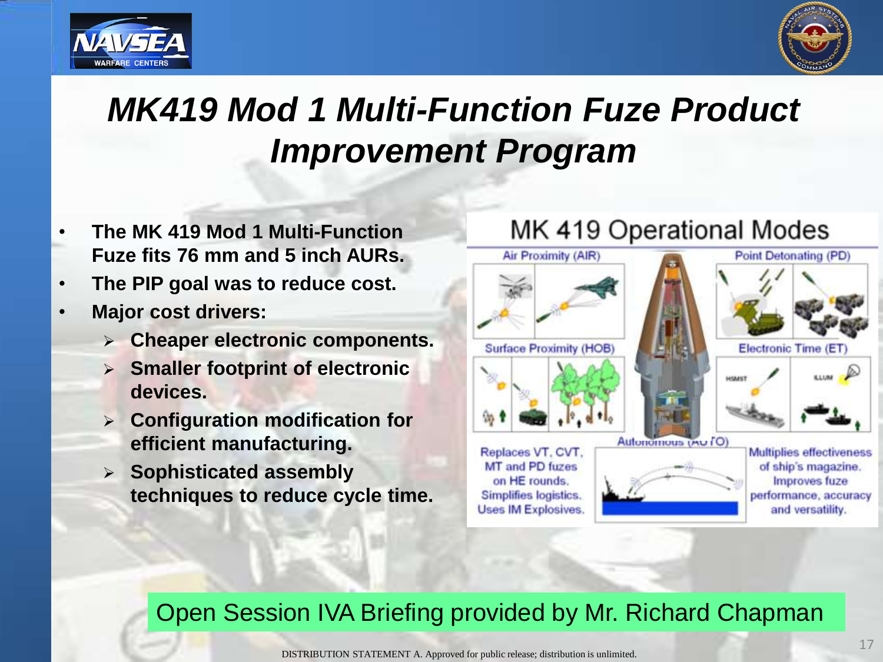# MK419 Mod 1 Multi-Function Fuze Product Improvement Program

- **The MK 419 Mod 1 Multi-Function Fuze fits 76 mm and 5 inch AURs.**
- **The PIP goal was to reduce cost.**
- **Major cost drivers:**
  - **Cheaper electronic components.**
  - **Smaller footprint of electronic devices.**
  - **Configuration modification for efficient manufacturing.**
  - **Sophisticated assembly techniques to reduce cycle time.**

## MK 419 Operational Modes

- Air Proximity (AIR)
- Point Detonating (PD)
- Surface Proximity (HOB)
- Electronic Time (ET)
- Autonomous (AUTO)

Replaces VT, CVT, MT and PD fuzes on HE rounds. Simplifies logistics. Uses IM Explosives.

Multiplies effectiveness of ship's magazine. Improves fuze performance, accuracy and versatility.

Open Session IVA Briefing provided by Mr. Richard Chapman

DISTRIBUTION STATEMENT A. Approved for public release; distribution is unlimited.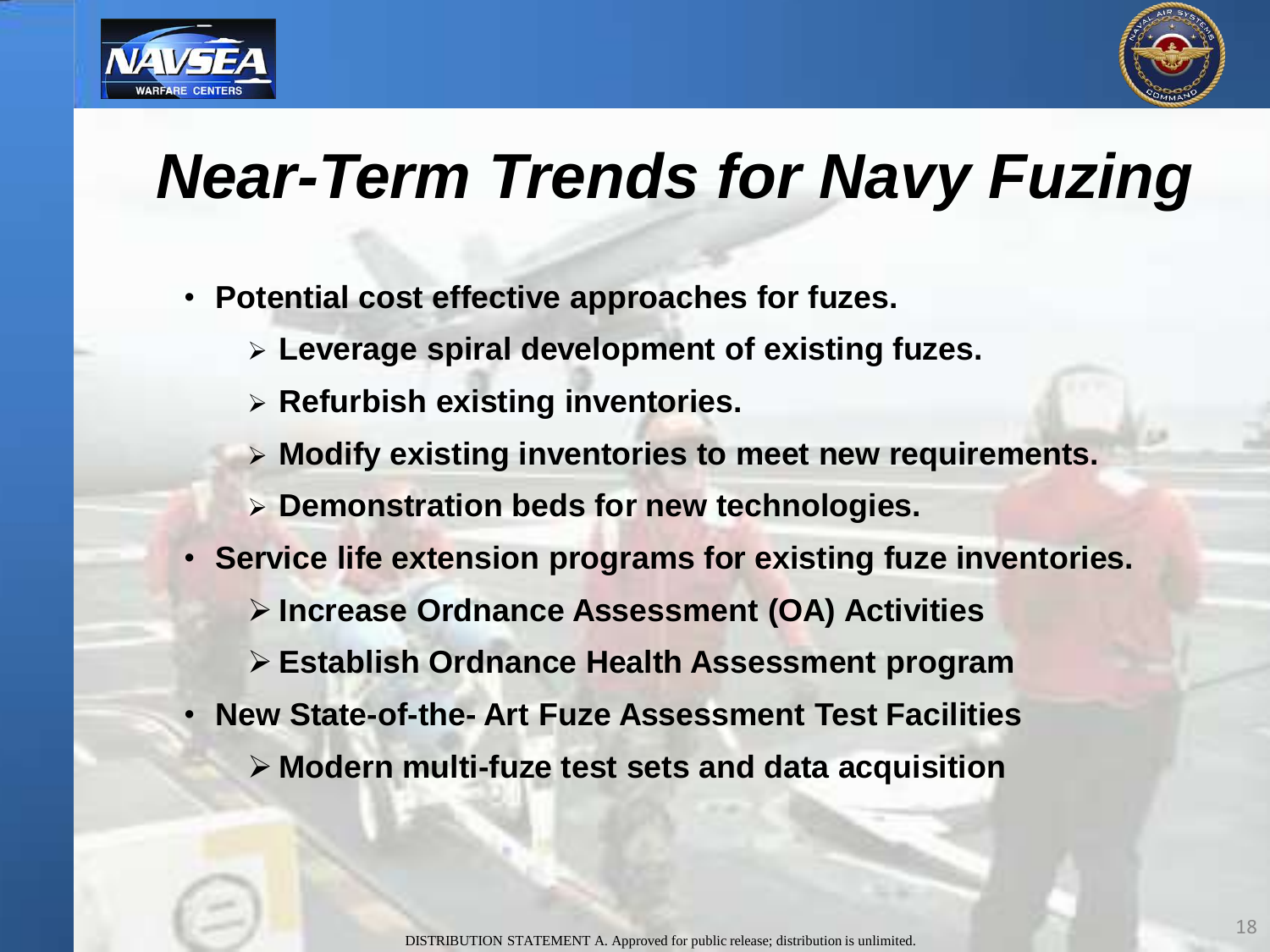# *Near-Term Trends for Navy Fuzing*

- **Potential cost effective approaches for fuzes.**
  - **Leverage spiral development of existing fuzes.**
  - **Refurbish existing inventories.**
  - **Modify existing inventories to meet new requirements.**
  - **Demonstration beds for new technologies.**
- **Service life extension programs for existing fuze inventories.**
  - **Increase Ordnance Assessment (OA) Activities**
  - **Establish Ordnance Health Assessment program**
- **New State-of-the- Art Fuze Assessment Test Facilities**
  - **Modern multi-fuze test sets and data acquisition**

DISTRIBUTION STATEMENT A. Approved for public release; distribution is unlimited.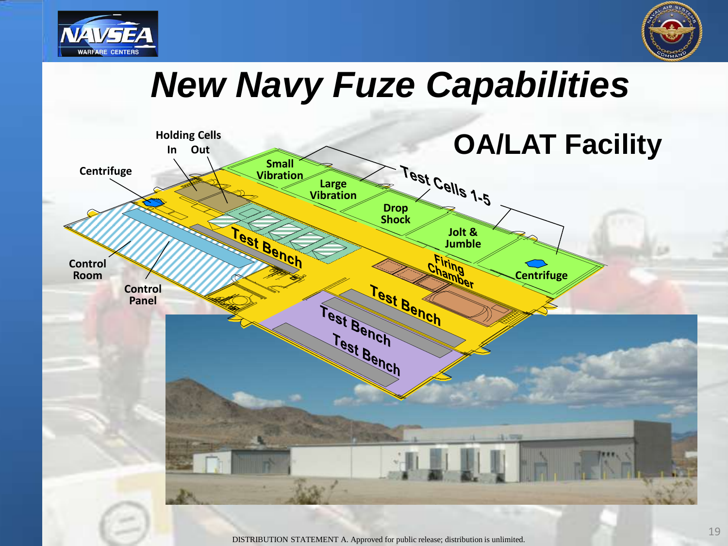# New Navy Fuze Capabilities

## OA/LAT Facility

Holding Cells

In Out

Centrifuge

Small Vibration

Large Vibration

Drop Shock

Jolt & Jumble

Test Cells 1-5

Centrifuge

Firing Chamber

Test Bench

Test Bench

Test Bench

Test Bench

Control Room

Control Panel

DISTRIBUTION STATEMENT A. Approved for public release; distribution is unlimited.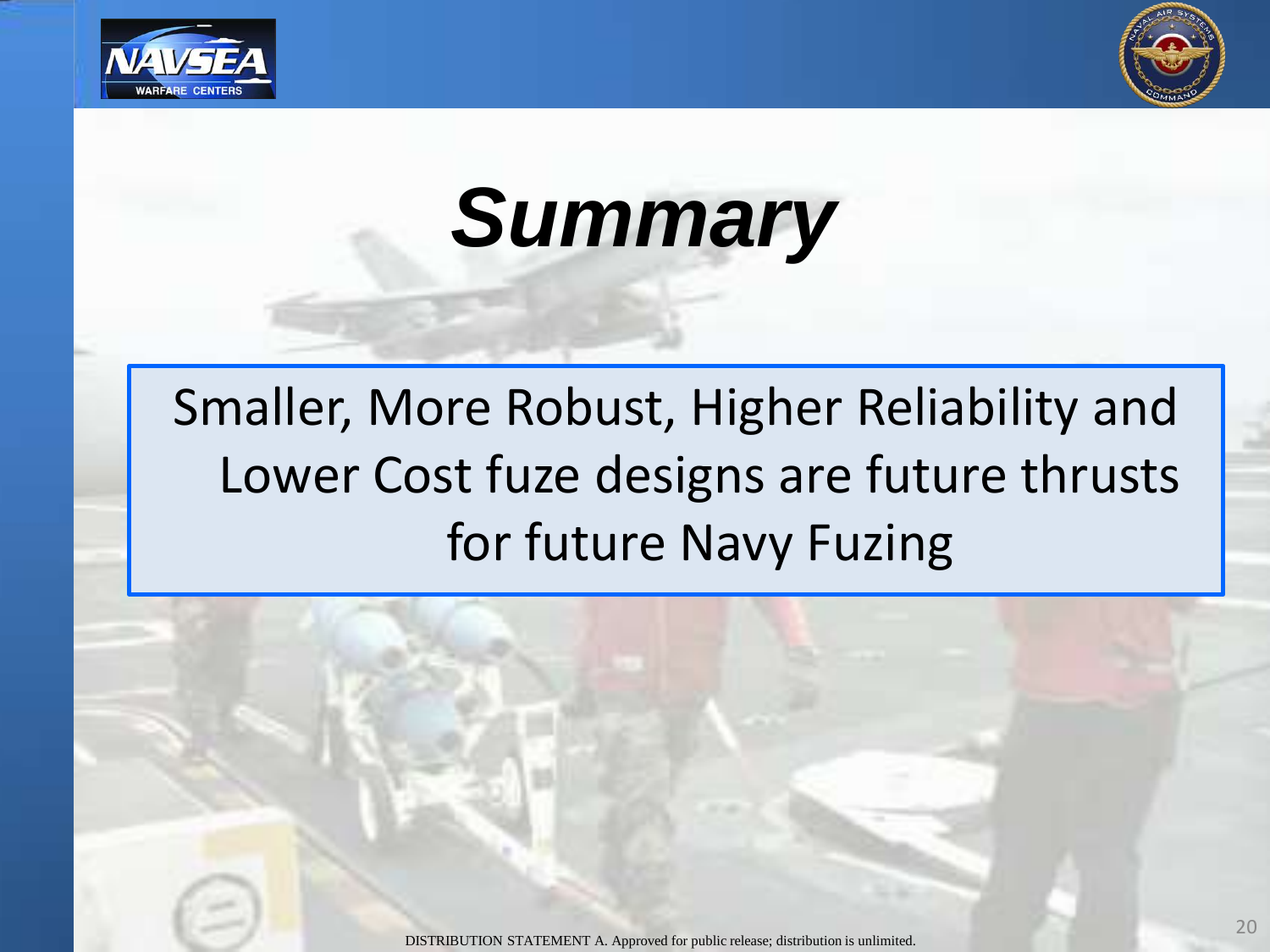# *Summary*

Smaller, More Robust, Higher Reliability and Lower Cost fuze designs are future thrusts for future Navy Fuzing

DISTRIBUTION STATEMENT A. Approved for public release; distribution is unlimited.